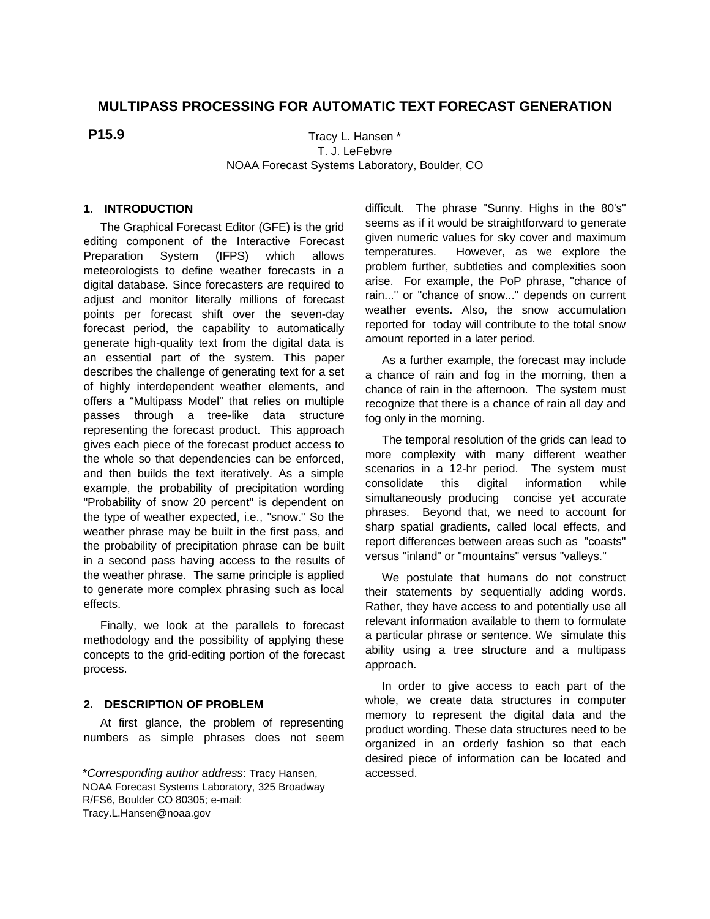# MULTIPASS PROCESSING FOR AUTOMATIC TEXT FORECAST GENERATION

**P15.9**

Tracy L. Hansen *
T. J. LeFebvre
NOAA Forecast Systems Laboratory, Boulder, CO

## 1. INTRODUCTION

The Graphical Forecast Editor (GFE) is the grid editing component of the Interactive Forecast Preparation System (IFPS) which allows meteorologists to define weather forecasts in a digital database. Since forecasters are required to adjust and monitor literally millions of forecast points per forecast shift over the seven-day forecast period, the capability to automatically generate high-quality text from the digital data is an essential part of the system. This paper describes the challenge of generating text for a set of highly interdependent weather elements, and offers a "Multipass Model" that relies on multiple passes through a tree-like data structure representing the forecast product. This approach gives each piece of the forecast product access to the whole so that dependencies can be enforced, and then builds the text iteratively. As a simple example, the probability of precipitation wording "Probability of snow 20 percent" is dependent on the type of weather expected, i.e., "snow." So the weather phrase may be built in the first pass, and the probability of precipitation phrase can be built in a second pass having access to the results of the weather phrase. The same principle is applied to generate more complex phrasing such as local effects.

Finally, we look at the parallels to forecast methodology and the possibility of applying these concepts to the grid-editing portion of the forecast process.

## 2. DESCRIPTION OF PROBLEM

At first glance, the problem of representing numbers as simple phrases does not seem difficult. The phrase "Sunny. Highs in the 80's" seems as if it would be straightforward to generate given numeric values for sky cover and maximum temperatures. However, as we explore the problem further, subtleties and complexities soon arise. For example, the PoP phrase, "chance of rain..." or "chance of snow..." depends on current weather events. Also, the snow accumulation reported for today will contribute to the total snow amount reported in a later period.

As a further example, the forecast may include a chance of rain and fog in the morning, then a chance of rain in the afternoon. The system must recognize that there is a chance of rain all day and fog only in the morning.

The temporal resolution of the grids can lead to more complexity with many different weather scenarios in a 12-hr period. The system must consolidate this digital information while simultaneously producing concise yet accurate phrases. Beyond that, we need to account for sharp spatial gradients, called local effects, and report differences between areas such as "coasts" versus "inland" or "mountains" versus "valleys."

We postulate that humans do not construct their statements by sequentially adding words. Rather, they have access to and potentially use all relevant information available to them to formulate a particular phrase or sentence. We simulate this ability using a tree structure and a multipass approach.

In order to give access to each part of the whole, we create data structures in computer memory to represent the digital data and the product wording. These data structures need to be organized in an orderly fashion so that each desired piece of information can be located and accessed.

\**Corresponding author address*: Tracy Hansen, NOAA Forecast Systems Laboratory, 325 Broadway R/FS6, Boulder CO 80305; e-mail: Tracy.L.Hansen@noaa.gov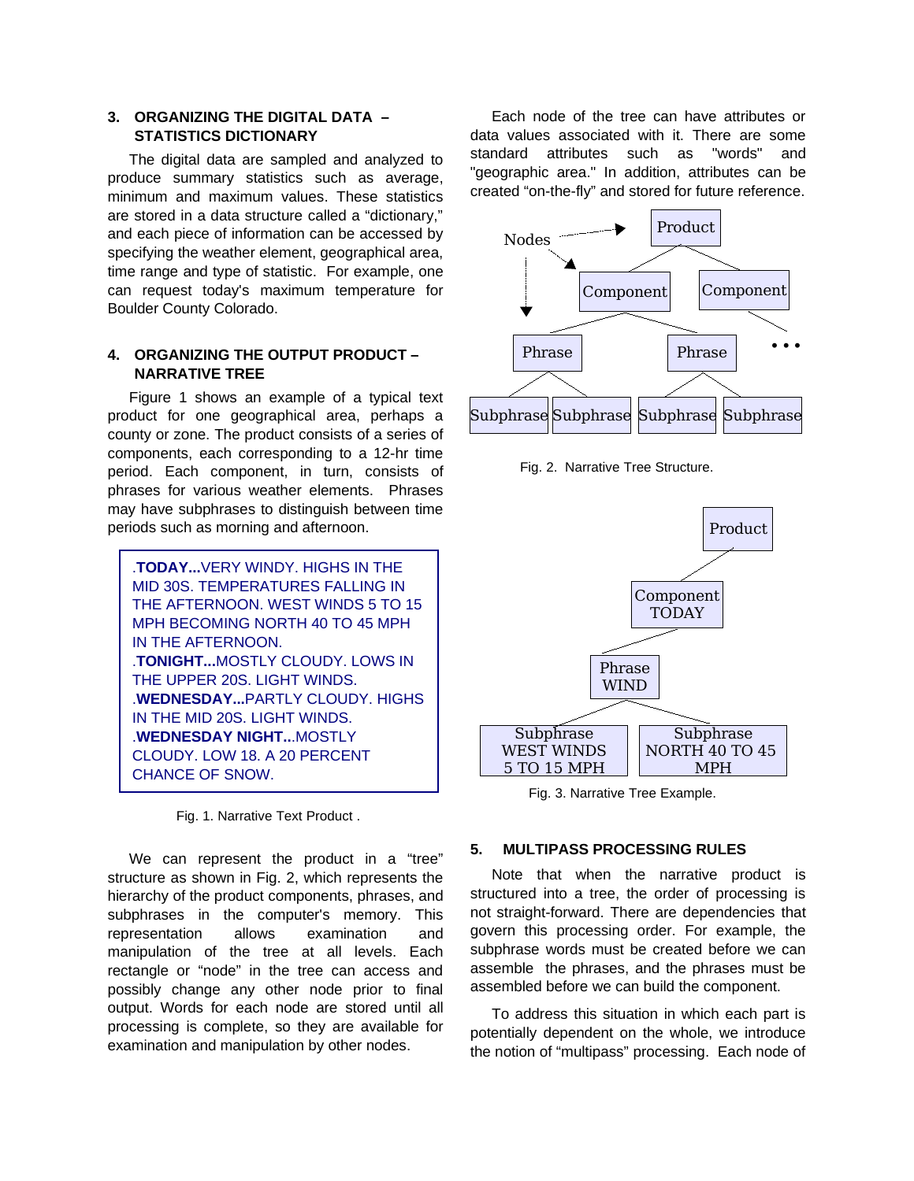## 3. ORGANIZING THE DIGITAL DATA – STATISTICS DICTIONARY

The digital data are sampled and analyzed to produce summary statistics such as average, minimum and maximum values. These statistics are stored in a data structure called a "dictionary," and each piece of information can be accessed by specifying the weather element, geographical area, time range and type of statistic. For example, one can request today's maximum temperature for Boulder County Colorado.

## 4. ORGANIZING THE OUTPUT PRODUCT – NARRATIVE TREE

Figure 1 shows an example of a typical text product for one geographical area, perhaps a county or zone. The product consists of a series of components, each corresponding to a 12-hr time period. Each component, in turn, consists of phrases for various weather elements. Phrases may have subphrases to distinguish between time periods such as morning and afternoon.

> .**TODAY...**VERY WINDY. HIGHS IN THE MID 30S. TEMPERATURES FALLING IN THE AFTERNOON. WEST WINDS 5 TO 15 MPH BECOMING NORTH 40 TO 45 MPH IN THE AFTERNOON.
> .**TONIGHT...**MOSTLY CLOUDY. LOWS IN THE UPPER 20S. LIGHT WINDS.
> .**WEDNESDAY...**PARTLY CLOUDY. HIGHS IN THE MID 20S. LIGHT WINDS.
> .**WEDNESDAY NIGHT...**MOSTLY CLOUDY. LOW 18. A 20 PERCENT CHANCE OF SNOW.

Fig. 1. Narrative Text Product .

We can represent the product in a "tree" structure as shown in Fig. 2, which represents the hierarchy of the product components, phrases, and subphrases in the computer's memory. This representation allows examination and manipulation of the tree at all levels. Each rectangle or "node" in the tree can access and possibly change any other node prior to final output. Words for each node are stored until all processing is complete, so they are available for examination and manipulation by other nodes.

Each node of the tree can have attributes or data values associated with it. There are some standard attributes such as "words" and "geographic area." In addition, attributes can be created "on-the-fly" and stored for future reference.

Fig. 2. Narrative Tree Structure.

Fig. 3. Narrative Tree Example.

## 5. MULTIPASS PROCESSING RULES

Note that when the narrative product is structured into a tree, the order of processing is not straight-forward. There are dependencies that govern this processing order. For example, the subphrase words must be created before we can assemble the phrases, and the phrases must be assembled before we can build the component.

To address this situation in which each part is potentially dependent on the whole, we introduce the notion of "multipass" processing. Each node of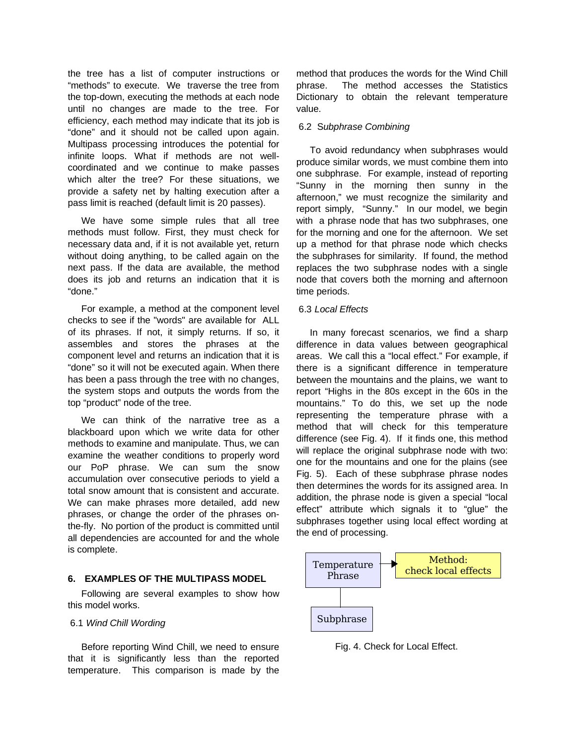the tree has a list of computer instructions or "methods" to execute. We traverse the tree from the top-down, executing the methods at each node until no changes are made to the tree. For efficiency, each method may indicate that its job is "done" and it should not be called upon again. Multipass processing introduces the potential for infinite loops. What if methods are not well-coordinated and we continue to make passes which alter the tree? For these situations, we provide a safety net by halting execution after a pass limit is reached (default limit is 20 passes).

We have some simple rules that all tree methods must follow. First, they must check for necessary data and, if it is not available yet, return without doing anything, to be called again on the next pass. If the data are available, the method does its job and returns an indication that it is "done."

For example, a method at the component level checks to see if the "words" are available for ALL of its phrases. If not, it simply returns. If so, it assembles and stores the phrases at the component level and returns an indication that it is "done" so it will not be executed again. When there has been a pass through the tree with no changes, the system stops and outputs the words from the top "product" node of the tree.

We can think of the narrative tree as a blackboard upon which we write data for other methods to examine and manipulate. Thus, we can examine the weather conditions to properly word our PoP phrase. We can sum the snow accumulation over consecutive periods to yield a total snow amount that is consistent and accurate. We can make phrases more detailed, add new phrases, or change the order of the phrases on-the-fly. No portion of the product is committed until all dependencies are accounted for and the whole is complete.

## 6. EXAMPLES OF THE MULTIPASS MODEL

Following are several examples to show how this model works.

### 6.1 *Wind Chill Wording*

Before reporting Wind Chill, we need to ensure that it is significantly less than the reported temperature. This comparison is made by the method that produces the words for the Wind Chill phrase. The method accesses the Statistics Dictionary to obtain the relevant temperature value.

### 6.2 *Subphrase Combining*

To avoid redundancy when subphrases would produce similar words, we must combine them into one subphrase. For example, instead of reporting "Sunny in the morning then sunny in the afternoon," we must recognize the similarity and report simply, "Sunny." In our model, we begin with a phrase node that has two subphrases, one for the morning and one for the afternoon. We set up a method for that phrase node which checks the subphrases for similarity. If found, the method replaces the two subphrase nodes with a single node that covers both the morning and afternoon time periods.

### 6.3 *Local Effects*

In many forecast scenarios, we find a sharp difference in data values between geographical areas. We call this a "local effect." For example, if there is a significant difference in temperature between the mountains and the plains, we want to report "Highs in the 80s except in the 60s in the mountains." To do this, we set up the node representing the temperature phrase with a method that will check for this temperature difference (see Fig. 4). If it finds one, this method will replace the original subphrase node with two: one for the mountains and one for the plains (see Fig. 5). Each of these subphrase phrase nodes then determines the words for its assigned area. In addition, the phrase node is given a special "local effect" attribute which signals it to "glue" the subphrases together using local effect wording at the end of processing.

Temperature Phrase → Method: check local effects

Subphrase

Fig. 4. Check for Local Effect.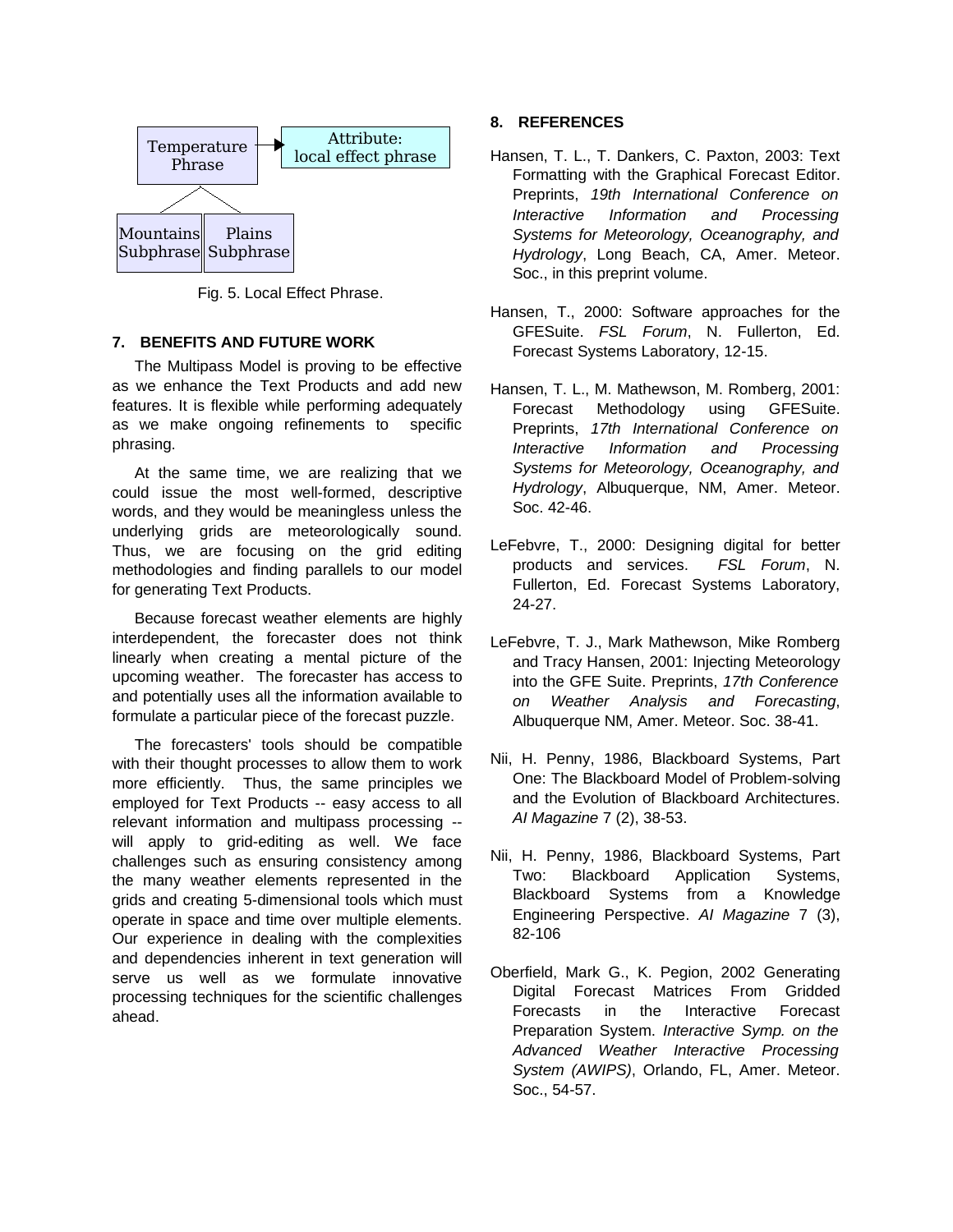Temperature Phrase

Attribute: local effect phrase

Mountains Subphrase

Plains Subphrase

Fig. 5. Local Effect Phrase.

## 7. BENEFITS AND FUTURE WORK

The Multipass Model is proving to be effective as we enhance the Text Products and add new features. It is flexible while performing adequately as we make ongoing refinements to specific phrasing.

At the same time, we are realizing that we could issue the most well-formed, descriptive words, and they would be meaningless unless the underlying grids are meteorologically sound. Thus, we are focusing on the grid editing methodologies and finding parallels to our model for generating Text Products.

Because forecast weather elements are highly interdependent, the forecaster does not think linearly when creating a mental picture of the upcoming weather. The forecaster has access to and potentially uses all the information available to formulate a particular piece of the forecast puzzle.

The forecasters' tools should be compatible with their thought processes to allow them to work more efficiently. Thus, the same principles we employed for Text Products -- easy access to all relevant information and multipass processing -- will apply to grid-editing as well. We face challenges such as ensuring consistency among the many weather elements represented in the grids and creating 5-dimensional tools which must operate in space and time over multiple elements. Our experience in dealing with the complexities and dependencies inherent in text generation will serve us well as we formulate innovative processing techniques for the scientific challenges ahead.

## 8. REFERENCES

Hansen, T. L., T. Dankers, C. Paxton, 2003: Text Formatting with the Graphical Forecast Editor. Preprints, *19th International Conference on Interactive Information and Processing Systems for Meteorology, Oceanography, and Hydrology*, Long Beach, CA, Amer. Meteor. Soc., in this preprint volume.

Hansen, T., 2000: Software approaches for the GFESuite. *FSL Forum*, N. Fullerton, Ed. Forecast Systems Laboratory, 12-15.

Hansen, T. L., M. Mathewson, M. Romberg, 2001: Forecast Methodology using GFESuite. Preprints, *17th International Conference on Interactive Information and Processing Systems for Meteorology, Oceanography, and Hydrology*, Albuquerque, NM, Amer. Meteor. Soc. 42-46.

LeFebvre, T., 2000: Designing digital for better products and services. *FSL Forum*, N. Fullerton, Ed. Forecast Systems Laboratory, 24-27.

LeFebvre, T. J., Mark Mathewson, Mike Romberg and Tracy Hansen, 2001: Injecting Meteorology into the GFE Suite. Preprints, *17th Conference on Weather Analysis and Forecasting*, Albuquerque NM, Amer. Meteor. Soc. 38-41.

Nii, H. Penny, 1986, Blackboard Systems, Part One: The Blackboard Model of Problem-solving and the Evolution of Blackboard Architectures. *AI Magazine* 7 (2), 38-53.

Nii, H. Penny, 1986, Blackboard Systems, Part Two: Blackboard Application Systems, Blackboard Systems from a Knowledge Engineering Perspective. *AI Magazine* 7 (3), 82-106

Oberfield, Mark G., K. Pegion, 2002 Generating Digital Forecast Matrices From Gridded Forecasts in the Interactive Forecast Preparation System. *Interactive Symp. on the Advanced Weather Interactive Processing System (AWIPS)*, Orlando, FL, Amer. Meteor. Soc., 54-57.